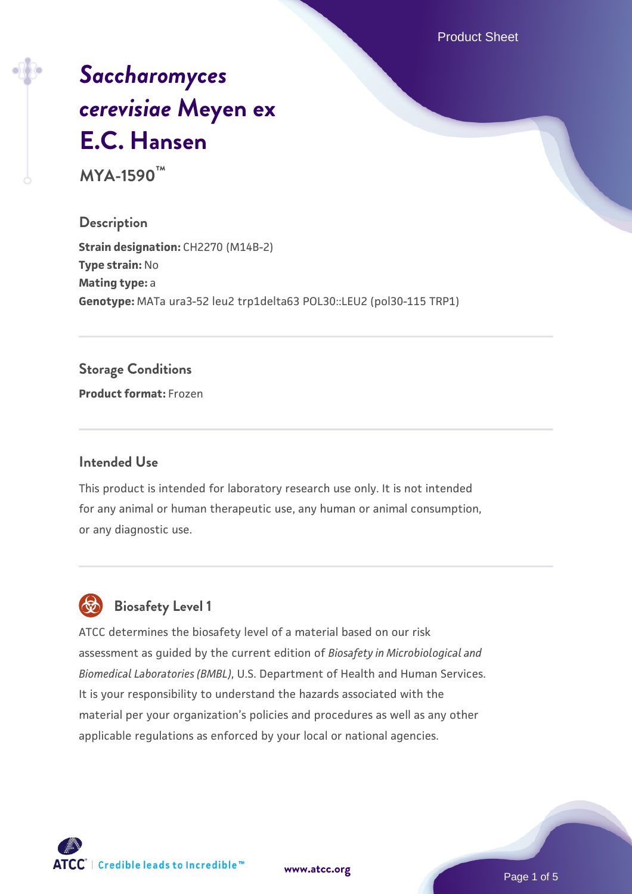# *Saccharomyces cerevisiae* Meyen ex E.C. Hansen

**MYA-1590™**

## Description

**Strain designation:** CH2270 (M14B-2)
**Type strain:** No
**Mating type:** a
**Genotype:** MATa ura3-52 leu2 trp1delta63 POL30::LEU2 (pol30-115 TRP1)

## Storage Conditions

**Product format:** Frozen

## Intended Use

This product is intended for laboratory research use only. It is not intended for any animal or human therapeutic use, any human or animal consumption, or any diagnostic use.

## Biosafety Level 1

ATCC determines the biosafety level of a material based on our risk assessment as guided by the current edition of *Biosafety in Microbiological and Biomedical Laboratories (BMBL)*, U.S. Department of Health and Human Services. It is your responsibility to understand the hazards associated with the material per your organization's policies and procedures as well as any other applicable regulations as enforced by your local or national agencies.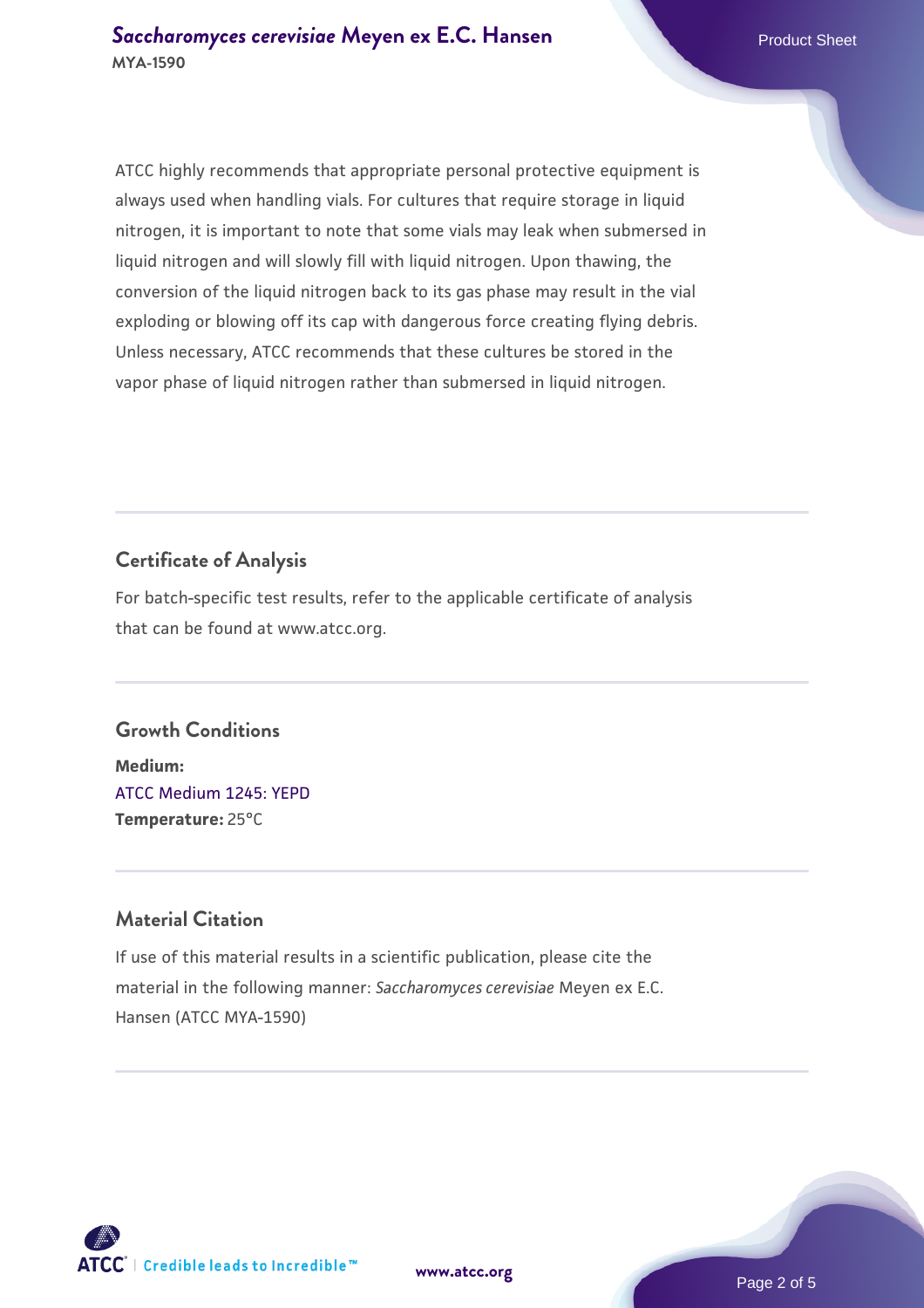ATCC highly recommends that appropriate personal protective equipment is always used when handling vials. For cultures that require storage in liquid nitrogen, it is important to note that some vials may leak when submersed in liquid nitrogen and will slowly fill with liquid nitrogen. Upon thawing, the conversion of the liquid nitrogen back to its gas phase may result in the vial exploding or blowing off its cap with dangerous force creating flying debris. Unless necessary, ATCC recommends that these cultures be stored in the vapor phase of liquid nitrogen rather than submersed in liquid nitrogen.

## Certificate of Analysis

For batch-specific test results, refer to the applicable certificate of analysis that can be found at www.atcc.org.

## Growth Conditions

**Medium:**
ATCC Medium 1245: YEPD
**Temperature:** 25°C

## Material Citation

If use of this material results in a scientific publication, please cite the material in the following manner: *Saccharomyces cerevisiae* Meyen ex E.C. Hansen (ATCC MYA-1590)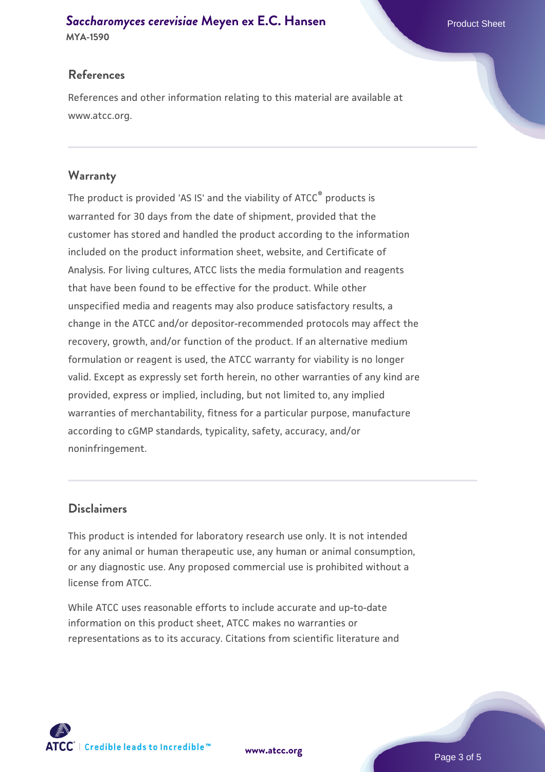## References

References and other information relating to this material are available at www.atcc.org.

## Warranty

The product is provided 'AS IS' and the viability of ATCC® products is warranted for 30 days from the date of shipment, provided that the customer has stored and handled the product according to the information included on the product information sheet, website, and Certificate of Analysis. For living cultures, ATCC lists the media formulation and reagents that have been found to be effective for the product. While other unspecified media and reagents may also produce satisfactory results, a change in the ATCC and/or depositor-recommended protocols may affect the recovery, growth, and/or function of the product. If an alternative medium formulation or reagent is used, the ATCC warranty for viability is no longer valid. Except as expressly set forth herein, no other warranties of any kind are provided, express or implied, including, but not limited to, any implied warranties of merchantability, fitness for a particular purpose, manufacture according to cGMP standards, typicality, safety, accuracy, and/or noninfringement.

## Disclaimers

This product is intended for laboratory research use only. It is not intended for any animal or human therapeutic use, any human or animal consumption, or any diagnostic use. Any proposed commercial use is prohibited without a license from ATCC.

While ATCC uses reasonable efforts to include accurate and up-to-date information on this product sheet, ATCC makes no warranties or representations as to its accuracy. Citations from scientific literature and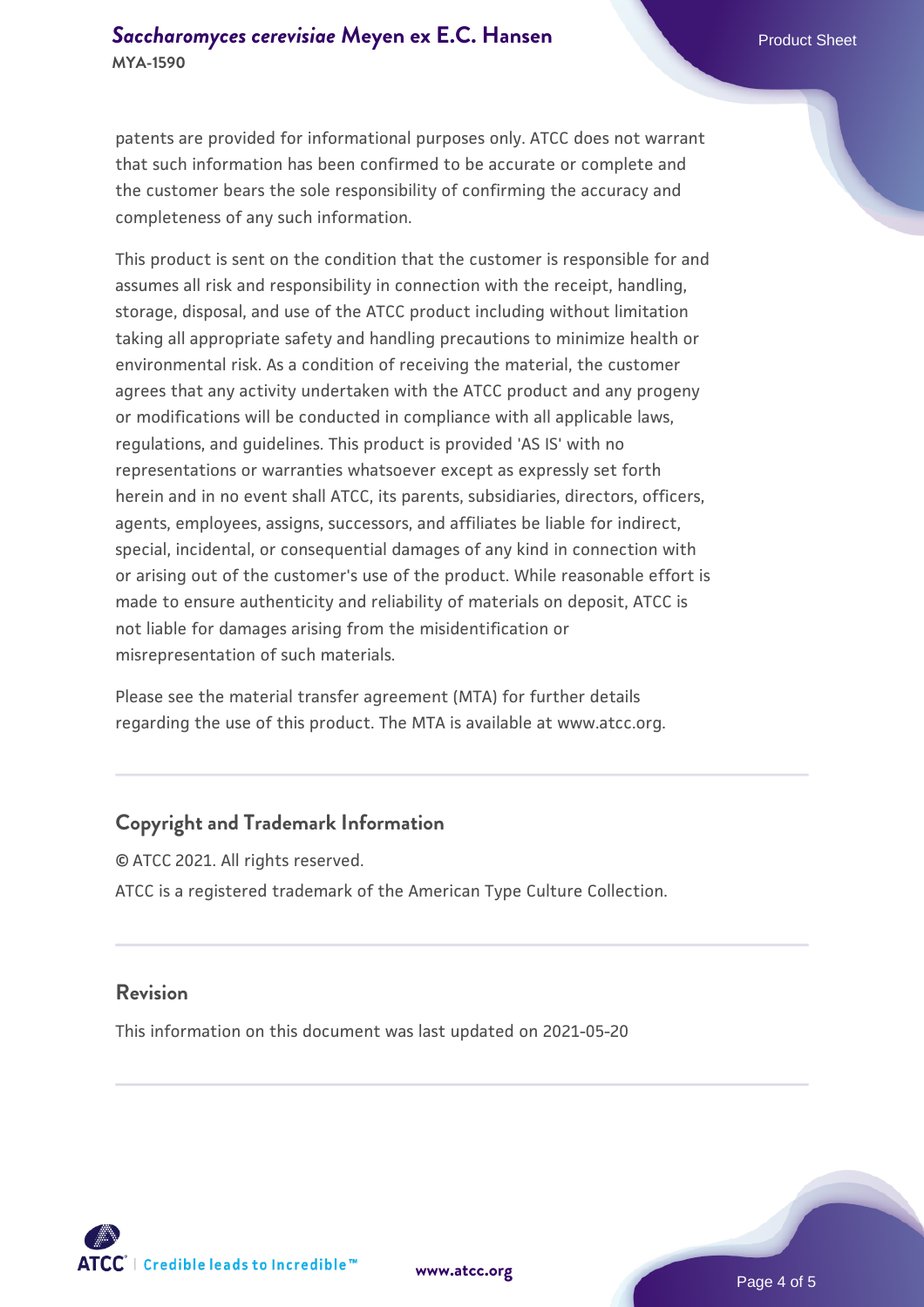patents are provided for informational purposes only. ATCC does not warrant that such information has been confirmed to be accurate or complete and the customer bears the sole responsibility of confirming the accuracy and completeness of any such information.

This product is sent on the condition that the customer is responsible for and assumes all risk and responsibility in connection with the receipt, handling, storage, disposal, and use of the ATCC product including without limitation taking all appropriate safety and handling precautions to minimize health or environmental risk. As a condition of receiving the material, the customer agrees that any activity undertaken with the ATCC product and any progeny or modifications will be conducted in compliance with all applicable laws, regulations, and guidelines. This product is provided 'AS IS' with no representations or warranties whatsoever except as expressly set forth herein and in no event shall ATCC, its parents, subsidiaries, directors, officers, agents, employees, assigns, successors, and affiliates be liable for indirect, special, incidental, or consequential damages of any kind in connection with or arising out of the customer's use of the product. While reasonable effort is made to ensure authenticity and reliability of materials on deposit, ATCC is not liable for damages arising from the misidentification or misrepresentation of such materials.

Please see the material transfer agreement (MTA) for further details regarding the use of this product. The MTA is available at www.atcc.org.

## Copyright and Trademark Information

© ATCC 2021. All rights reserved.

ATCC is a registered trademark of the American Type Culture Collection.

## Revision

This information on this document was last updated on 2021-05-20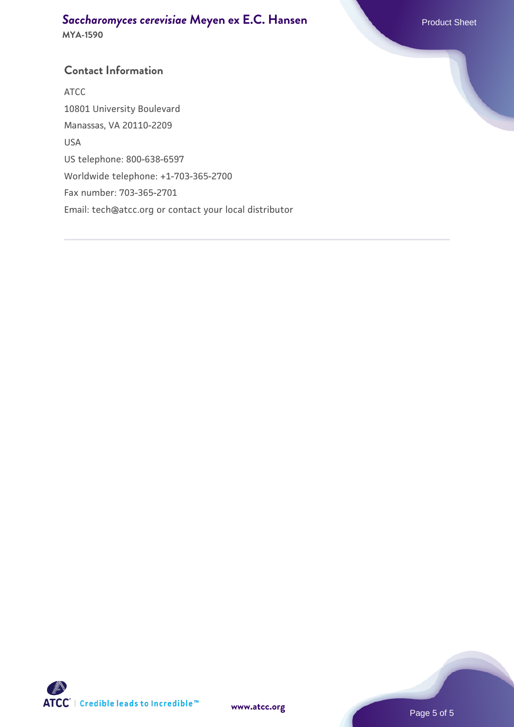## Contact Information

ATCC

10801 University Boulevard

Manassas, VA 20110-2209

USA

US telephone: 800-638-6597

Worldwide telephone: +1-703-365-2700

Fax number: 703-365-2701

Email: tech@atcc.org or contact your local distributor